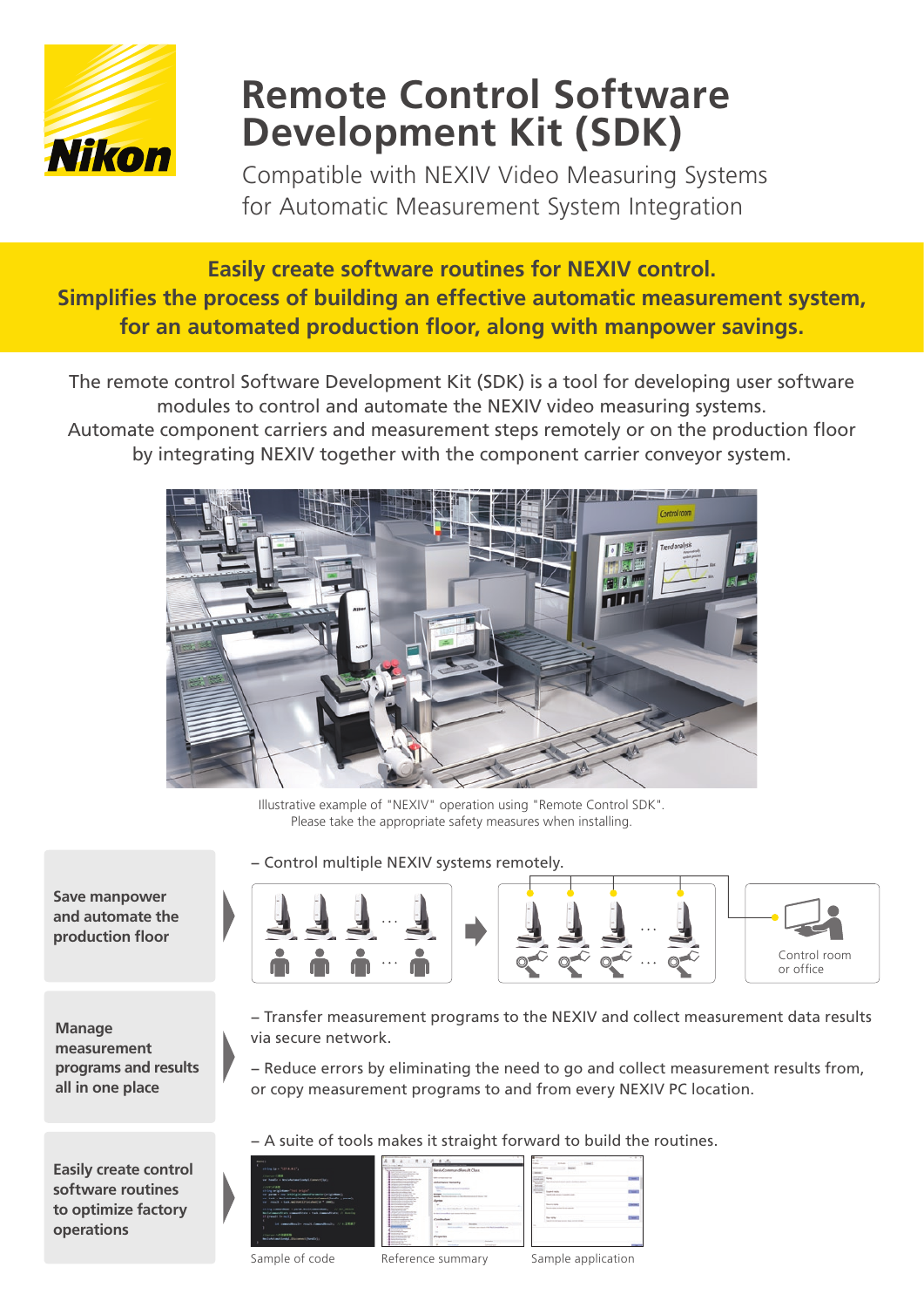# Remote Control Software Development Kit (SDK)

Compatible with NEXIV Video Measuring Systems for Automatic Measurement System Integration

**Easily create software routines for NEXIV control.**
**Simplifies the process of building an effective automatic measurement system, for an automated production floor, along with manpower savings.**

The remote control Software Development Kit (SDK) is a tool for developing user software modules to control and automate the NEXIV video measuring systems. Automate component carriers and measurement steps remotely or on the production floor by integrating NEXIV together with the component carrier conveyor system.

Illustrative example of "NEXIV" operation using "Remote Control SDK". Please take the appropriate safety measures when installing.

**Save manpower and automate the production floor**

– Control multiple NEXIV systems remotely.

Control room or office

**Manage measurement programs and results all in one place**

– Transfer measurement programs to the NEXIV and collect measurement data results via secure network.

– Reduce errors by eliminating the need to go and collect measurement results from, or copy measurement programs to and from every NEXIV PC location.

**Easily create control software routines to optimize factory operations**

– A suite of tools makes it straight forward to build the routines.

Sample of code | Reference summary | Sample application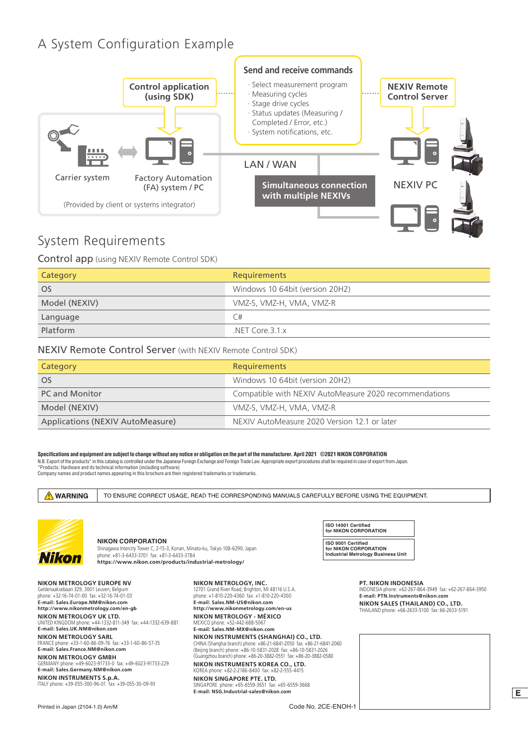# A System Configuration Example

Control application (using SDK)

Send and receive commands
- Select measurement program
- Measuring cycles
- Stage drive cycles
- Status updates (Measuring / Completed / Error, etc.)
- System notifications, etc.

NEXIV Remote Control Server

Carrier system

Factory Automation (FA) system / PC

(Provided by client or systems integrator)

LAN / WAN

Simultaneous connection with multiple NEXIVs

NEXIV PC

# System Requirements

## Control app (using NEXIV Remote Control SDK)

| Category | Requirements |
|---|---|
| OS | Windows 10 64bit (version 20H2) |
| Model (NEXIV) | VMZ-S, VMZ-H, VMA, VMZ-R |
| Language | C# |
| Platform | .NET Core.3.1.x |

## NEXIV Remote Control Server (with NEXIV Remote Control SDK)

| Category | Requirements |
|---|---|
| OS | Windows 10 64bit (version 20H2) |
| PC and Monitor | Compatible with NEXIV AutoMeasure 2020 recommendations |
| Model (NEXIV) | VMZ-S, VMZ-H, VMA, VMZ-R |
| Applications (NEXIV AutoMeasure) | NEXIV AutoMeasure 2020 Version 12.1 or later |

**Specifications and equipment are subject to change without any notice or obligation on the part of the manufacturer. April 2021 ©2021 NIKON CORPORATION**

N.B. Export of the products* in this catalog is controlled under the Japanese Foreign Exchange and Foreign Trade Law. Appropriate export procedures shall be required in case of export from Japan.
*Products: Hardware and its technical information (including software)
Company names and product names appearing in this brochure are their registered trademarks or trademarks.

⚠ **WARNING** TO ENSURE CORRECT USAGE, READ THE CORRESPONDING MANUALS CAREFULLY BEFORE USING THE EQUIPMENT.

**NIKON CORPORATION**
Shinagawa Intercity Tower C, 2-15-3, Konan, Minato-ku, Tokyo 108-6290, Japan
phone: +81-3-6433-3701 fax: +81-3-6433-3784
**https://www.nikon.com/products/industrial-metrology/**

ISO 14001 Certified for NIKON CORPORATION

ISO 9001 Certified for NIKON CORPORATION Industrial Metrology Business Unit

**NIKON METROLOGY EUROPE NV**
Geldenaaksebaan 329, 3001 Leuven, Belgium
phone: +32-16-74-01-00 fax: +32-16-74-01-03
**E-mail: Sales.Europe.NM@nikon.com**
**http://www.nikonmetrology.com/en-gb**

**NIKON METROLOGY UK LTD.**
UNITED KINGDOM phone: +44-1332-811-349 fax: +44-1332-639-881
**E-mail: Sales.UK.NM@nikon.com**

**NIKON METROLOGY SARL**
FRANCE phone: +33-1-60-86-09-76 fax: +33-1-60-86-57-35
**E-mail: Sales.France.NM@nikon.com**

**NIKON METROLOGY GMBH**
GERMANY phone: +49-6023-91733-0 fax: +49-6023-91733-229
**E-mail: Sales.Germany.NM@nikon.com**

**NIKON INSTRUMENTS S.p.A.**
ITALY phone: +39-055-300-96-01 fax: +39-055-30-09-93

**NIKON METROLOGY, INC.**
12701 Grand River Road, Brighton, MI 48116 U.S.A.
phone: +1-810-220-4360 fax: +1-810-220-4300
**E-mail: Sales.NM-US@nikon.com**
**http://www.nikonmetrology.com/en-us**

**NIKON METROLOGY - MÉXICO**
MEXICO phone: +52-442-688-5067
**E-mail: Sales.NM-MX@nikon.com**

**NIKON INSTRUMENTS (SHANGHAI) CO., LTD.**
CHINA (Shanghai branch) phone: +86-21-6841-2050 fax: +86-21-6841-2060
(Beijing branch) phone: +86-10-5831-2028 fax: +86-10-5831-2026
(Guangzhou branch) phone: +86-20-3882-0551 fax: +86-20-3882-0580

**NIKON INSTRUMENTS KOREA CO., LTD.**
KOREA phone: +82-2-2186-8400 fax: +82-2-555-4415

**NIKON SINGAPORE PTE. LTD.**
SINGAPORE phone: +65-6559-3651 fax: +65-6559-3668
**E-mail: NSG.Industrial-sales@nikon.com**

**PT. NIKON INDONESIA**
INDONESIA phone: +62-267-864-3949 fax: +62-267-864-3950
**E-mail: PTN.Instruments@nikon.com**

**NIKON SALES (THAILAND) CO., LTD.**
THAILAND phone: +66-2633-5100 fax: 66-2633-5191

Printed in Japan (2104-1.0) Am/M

Code No. 2CE-ENOH-1

E